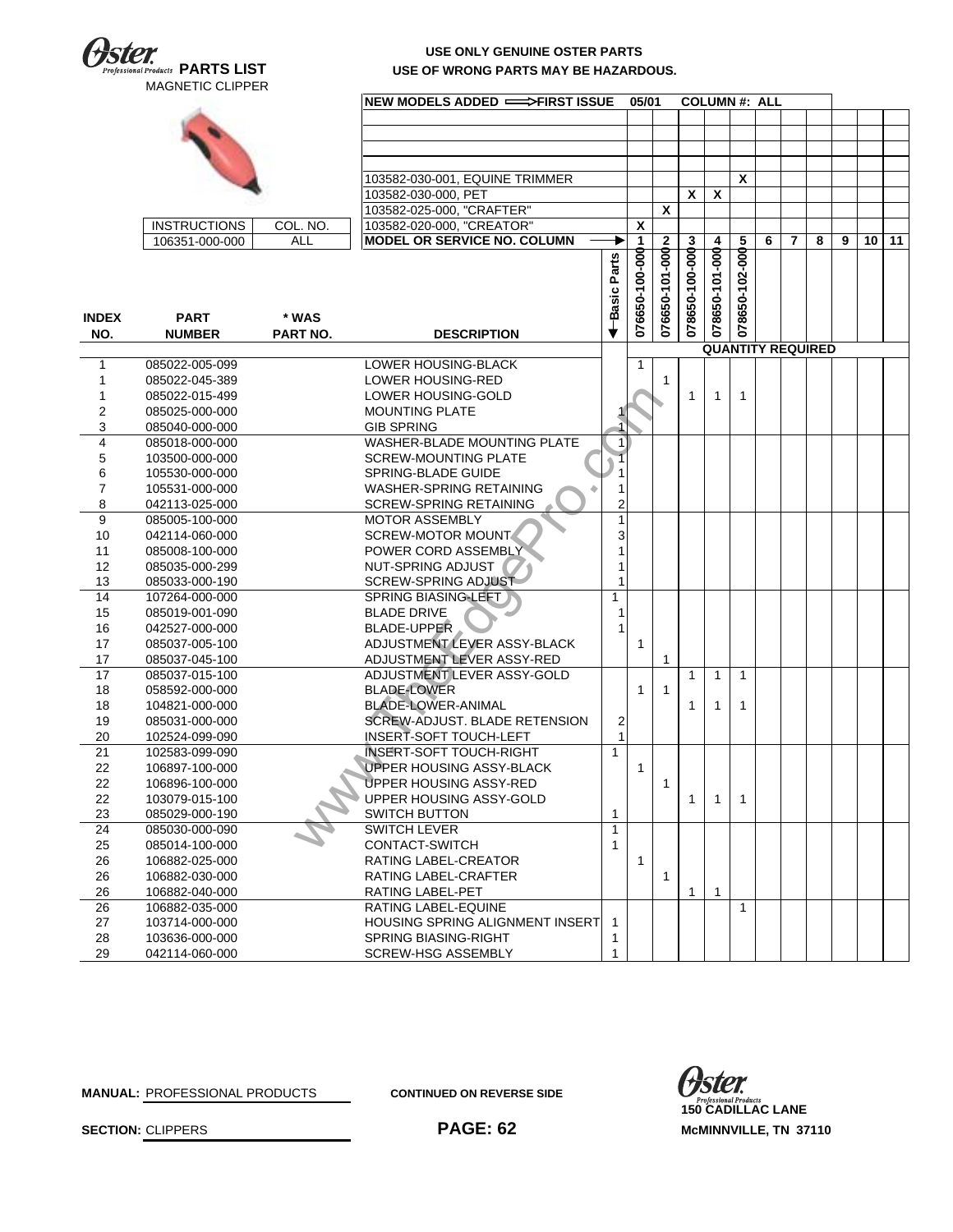**Oster Professional Products PARTS LIST**

MAGNETIC CLIPPER

**USE ONLY GENUINE OSTER PARTS**
**USE OF WRONG PARTS MAY BE HAZARDOUS.**

| INSTRUCTIONS | COL. NO. |
|---|---|
| 106351-000-000 | ALL |

**NEW MODELS ADDED ⟹ FIRST ISSUE 05/01 COLUMN #: ALL**

| Model | 1 | 2 | 3 | 4 | 5 | 6 | 7 | 8 | 9 | 10 | 11 |
|---|---|---|---|---|---|---|---|---|---|---|---|
| 103582-030-001, EQUINE TRIMMER | | | | | X | | | | | | |
| 103582-030-000, PET | | | X | X | | | | | | | |
| 103582-025-000, "CRAFTER" | | X | | | | | | | | | |
| 103582-020-000, "CREATOR" | X | | | | | | | | | | |
| **MODEL OR SERVICE NO. COLUMN** | 076650-100-000 | 076650-101-000 | 078650-100-000 | 078650-101-000 | 078650-102-000 | | | | | | |

| INDEX NO. | PART NUMBER | * WAS PART NO. | DESCRIPTION | Basic Parts | 1 | 2 | 3 | 4 | 5 | 6 | 7 | 8 | 9 | 10 | 11 |
|---|---|---|---|---|---|---|---|---|---|---|---|---|---|---|---|
| | | | | | **QUANTITY REQUIRED** | | | | | | | | | | |
| 1 | 085022-005-099 | | LOWER HOUSING-BLACK | | 1 | | | | | | | | | | |
| 1 | 085022-045-389 | | LOWER HOUSING-RED | | | 1 | | | | | | | | | |
| 1 | 085022-015-499 | | LOWER HOUSING-GOLD | | | | 1 | 1 | 1 | | | | | | |
| 2 | 085025-000-000 | | MOUNTING PLATE | 1 | | | | | | | | | | | |
| 3 | 085040-000-000 | | GIB SPRING | 1 | | | | | | | | | | | |
| 4 | 085018-000-000 | | WASHER-BLADE MOUNTING PLATE | 1 | | | | | | | | | | | |
| 5 | 103500-000-000 | | SCREW-MOUNTING PLATE | 1 | | | | | | | | | | | |
| 6 | 105530-000-000 | | SPRING-BLADE GUIDE | 1 | | | | | | | | | | | |
| 7 | 105531-000-000 | | WASHER-SPRING RETAINING | 1 | | | | | | | | | | | |
| 8 | 042113-025-000 | | SCREW-SPRING RETAINING | 2 | | | | | | | | | | | |
| 9 | 085005-100-000 | | MOTOR ASSEMBLY | 1 | | | | | | | | | | | |
| 10 | 042114-060-000 | | SCREW-MOTOR MOUNT | 3 | | | | | | | | | | | |
| 11 | 085008-100-000 | | POWER CORD ASSEMBLY | 1 | | | | | | | | | | | |
| 12 | 085035-000-299 | | NUT-SPRING ADJUST | 1 | | | | | | | | | | | |
| 13 | 085033-000-190 | | SCREW-SPRING ADJUST | 1 | | | | | | | | | | | |
| 14 | 107264-000-000 | | SPRING BIASING-LEFT | 1 | | | | | | | | | | | |
| 15 | 085019-001-090 | | BLADE DRIVE | 1 | | | | | | | | | | | |
| 16 | 042527-000-000 | | BLADE-UPPER | 1 | | | | | | | | | | | |
| 17 | 085037-005-100 | | ADJUSTMENT LEVER ASSY-BLACK | | 1 | | | | | | | | | | |
| 17 | 085037-045-100 | | ADJUSTMENT LEVER ASSY-RED | | | 1 | | | | | | | | | |
| 17 | 085037-015-100 | | ADJUSTMENT LEVER ASSY-GOLD | | | | 1 | 1 | 1 | | | | | | |
| 18 | 058592-000-000 | | BLADE-LOWER | | 1 | 1 | | | | | | | | | |
| 18 | 104821-000-000 | | BLADE-LOWER-ANIMAL | | | | 1 | 1 | 1 | | | | | | |
| 19 | 085031-000-000 | | SCREW-ADJUST. BLADE RETENSION | 2 | | | | | | | | | | | |
| 20 | 102524-099-090 | | INSERT-SOFT TOUCH-LEFT | 1 | | | | | | | | | | | |
| 21 | 102583-099-090 | | INSERT-SOFT TOUCH-RIGHT | 1 | | | | | | | | | | | |
| 22 | 106897-100-000 | | UPPER HOUSING ASSY-BLACK | | 1 | | | | | | | | | | |
| 22 | 106896-100-000 | | UPPER HOUSING ASSY-RED | | | 1 | | | | | | | | | |
| 22 | 103079-015-100 | | UPPER HOUSING ASSY-GOLD | | | | 1 | 1 | 1 | | | | | | |
| 23 | 085029-000-190 | | SWITCH BUTTON | 1 | | | | | | | | | | | |
| 24 | 085030-000-090 | | SWITCH LEVER | 1 | | | | | | | | | | | |
| 25 | 085014-100-000 | | CONTACT-SWITCH | 1 | | | | | | | | | | | |
| 26 | 106882-025-000 | | RATING LABEL-CREATOR | | 1 | | | | | | | | | | |
| 26 | 106882-030-000 | | RATING LABEL-CRAFTER | | | 1 | | | | | | | | | |
| 26 | 106882-040-000 | | RATING LABEL-PET | | | | 1 | 1 | | | | | | | |
| 26 | 106882-035-000 | | RATING LABEL-EQUINE | | | | | | 1 | | | | | | |
| 27 | 103714-000-000 | | HOUSING SPRING ALIGNMENT INSERT | 1 | | | | | | | | | | | |
| 28 | 103636-000-000 | | SPRING BIASING-RIGHT | 1 | | | | | | | | | | | |
| 29 | 042114-060-000 | | SCREW-HSG ASSEMBLY | 1 | | | | | | | | | | | |

**MANUAL:** PROFESSIONAL PRODUCTS

**SECTION:** CLIPPERS

**CONTINUED ON REVERSE SIDE**

**Oster Professional Products**
**150 CADILLAC LANE**
**McMINNVILLE, TN 37110**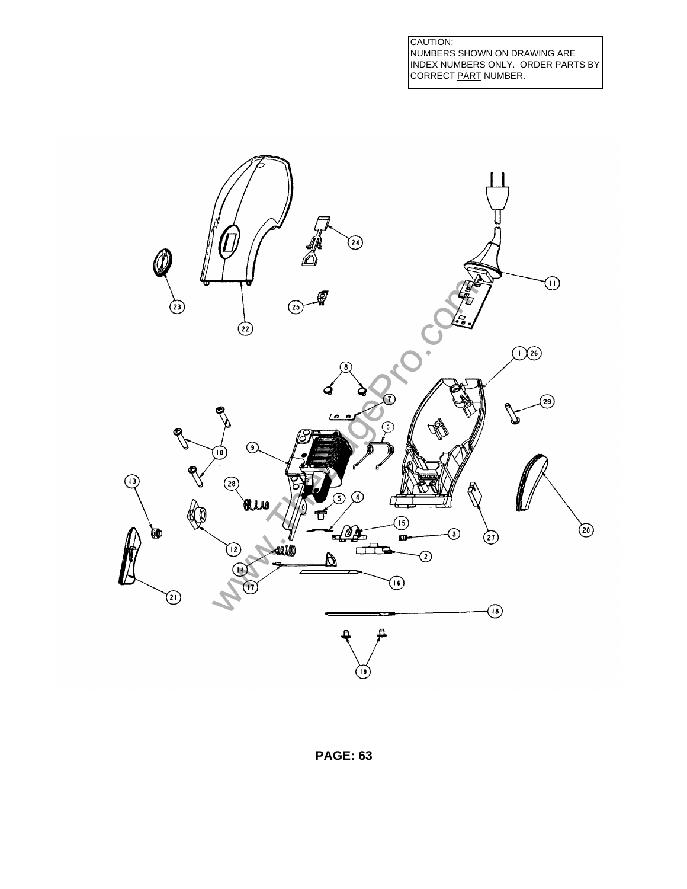CAUTION:
NUMBERS SHOWN ON DRAWING ARE INDEX NUMBERS ONLY. ORDER PARTS BY CORRECT PART NUMBER.

1
2
3
4
5
6
7
8
9
10
11
12
13
14
15
16
17
18
19
20
21
22
23
24
25
26
27
28
29

PAGE: 63